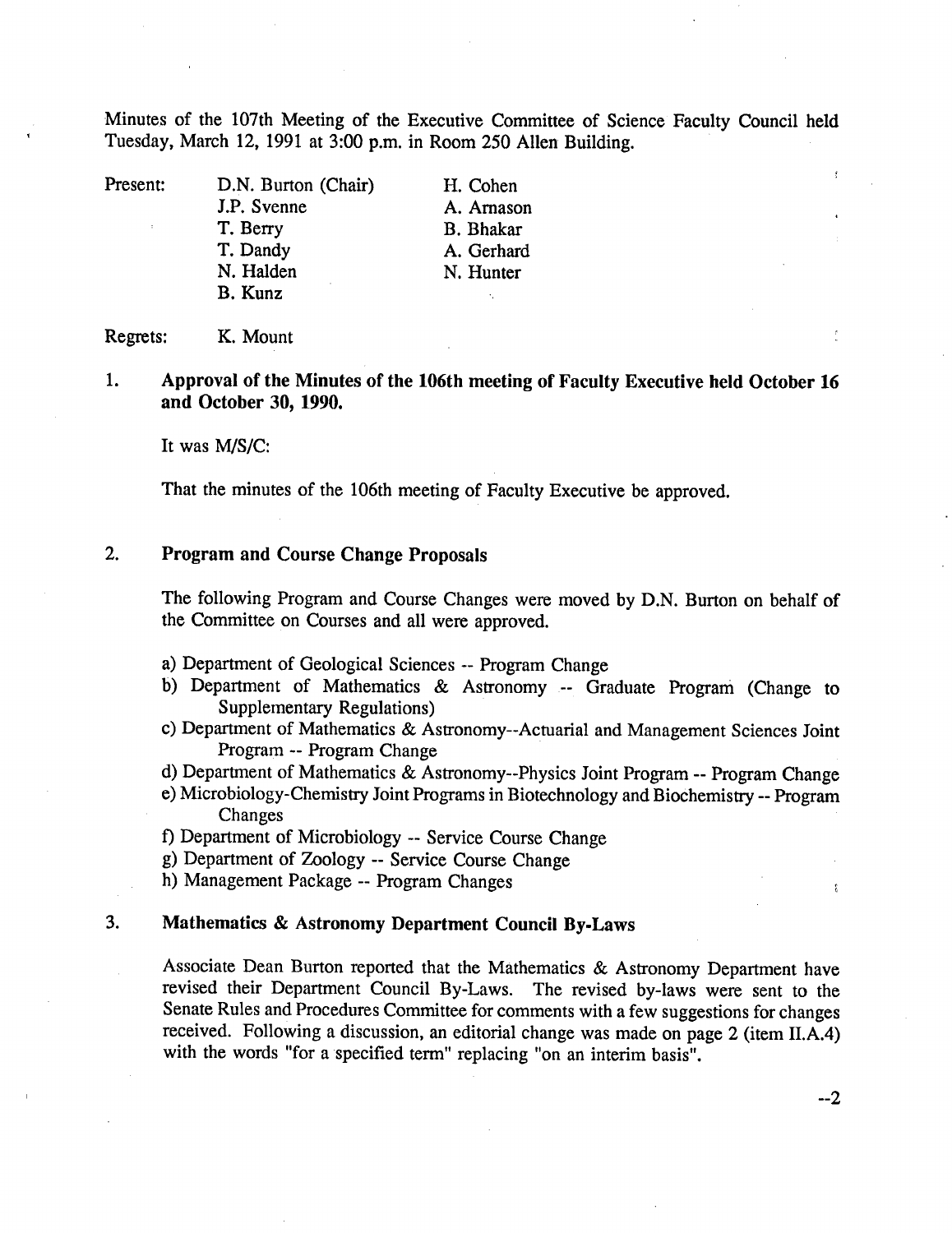Minutes of the 107th Meeting of the Executive Committee of Science Faculty Council held Tuesday, March 12, 1991 at 3:00 p.m. in Room 250 Allen Building.

| Present: | D.N. Burton (Chair) | H. Cohen |
|---|---|---|
| | J.P. Svenne | A. Arnason |
| | T. Berry | B. Bhakar |
| | T. Dandy | A. Gerhard |
| | N. Halden | N. Hunter |
| | B. Kunz | |

Regrets: K. Mount

## 1. Approval of the Minutes of the 106th meeting of Faculty Executive held October 16 and October 30, 1990.

It was M/S/C:

That the minutes of the 106th meeting of Faculty Executive be approved.

## 2. Program and Course Change Proposals

The following Program and Course Changes were moved by D.N. Burton on behalf of the Committee on Courses and all were approved.

a) Department of Geological Sciences -- Program Change

b) Department of Mathematics & Astronomy -- Graduate Program (Change to Supplementary Regulations)

c) Department of Mathematics & Astronomy--Actuarial and Management Sciences Joint Program -- Program Change

d) Department of Mathematics & Astronomy--Physics Joint Program -- Program Change

e) Microbiology-Chemistry Joint Programs in Biotechnology and Biochemistry -- Program Changes

f) Department of Microbiology -- Service Course Change

g) Department of Zoology -- Service Course Change

h) Management Package -- Program Changes

## 3. Mathematics & Astronomy Department Council By-Laws

Associate Dean Burton reported that the Mathematics & Astronomy Department have revised their Department Council By-Laws. The revised by-laws were sent to the Senate Rules and Procedures Committee for comments with a few suggestions for changes received. Following a discussion, an editorial change was made on page 2 (item II.A.4) with the words "for a specified term" replacing "on an interim basis".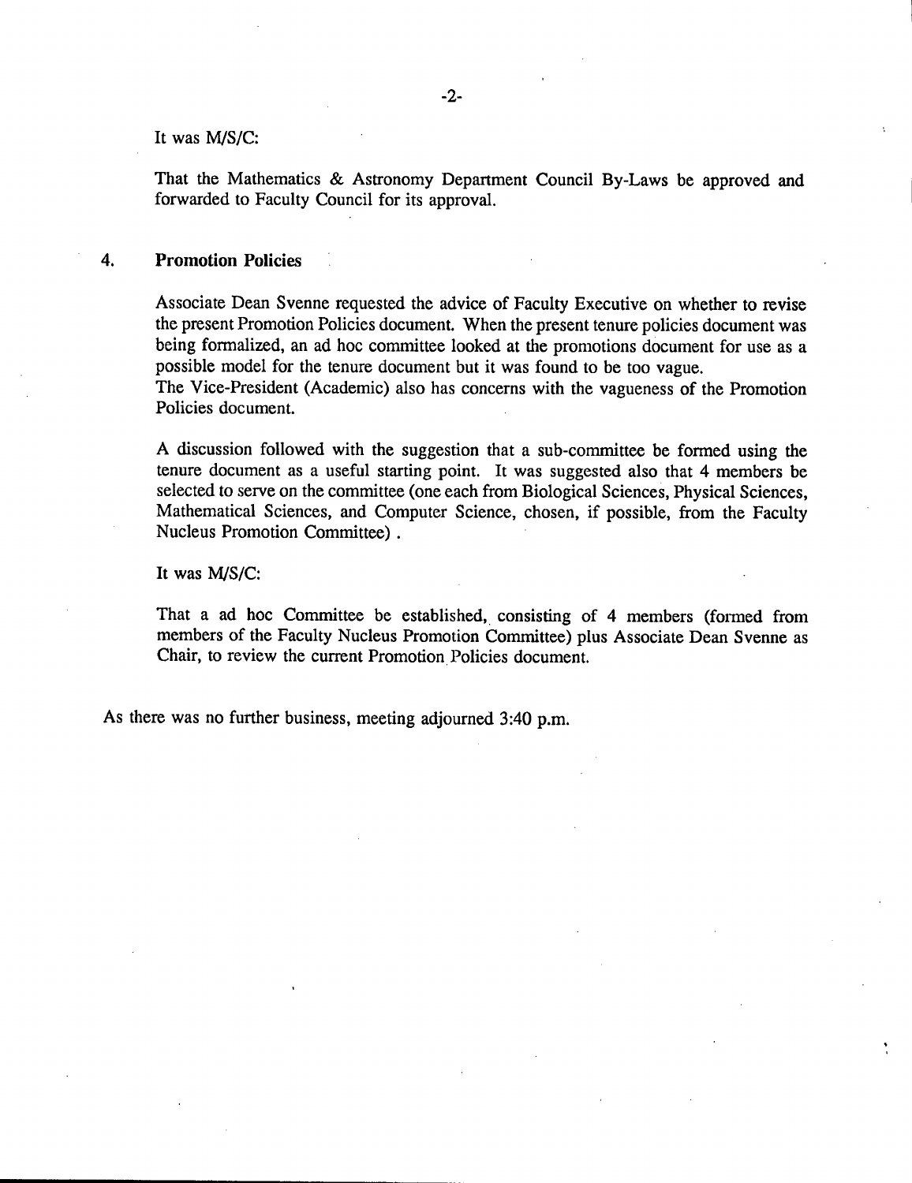It was M/S/C:

That the Mathematics & Astronomy Department Council By-Laws be approved and forwarded to Faculty Council for its approval.

## 4. Promotion Policies

Associate Dean Svenne requested the advice of Faculty Executive on whether to revise the present Promotion Policies document. When the present tenure policies document was being formalized, an ad hoc committee looked at the promotions document for use as a possible model for the tenure document but it was found to be too vague.
The Vice-President (Academic) also has concerns with the vagueness of the Promotion Policies document.

A discussion followed with the suggestion that a sub-committee be formed using the tenure document as a useful starting point. It was suggested also that 4 members be selected to serve on the committee (one each from Biological Sciences, Physical Sciences, Mathematical Sciences, and Computer Science, chosen, if possible, from the Faculty Nucleus Promotion Committee) .

It was M/S/C:

That a ad hoc Committee be established, consisting of 4 members (formed from members of the Faculty Nucleus Promotion Committee) plus Associate Dean Svenne as Chair, to review the current Promotion Policies document.

As there was no further business, meeting adjourned 3:40 p.m.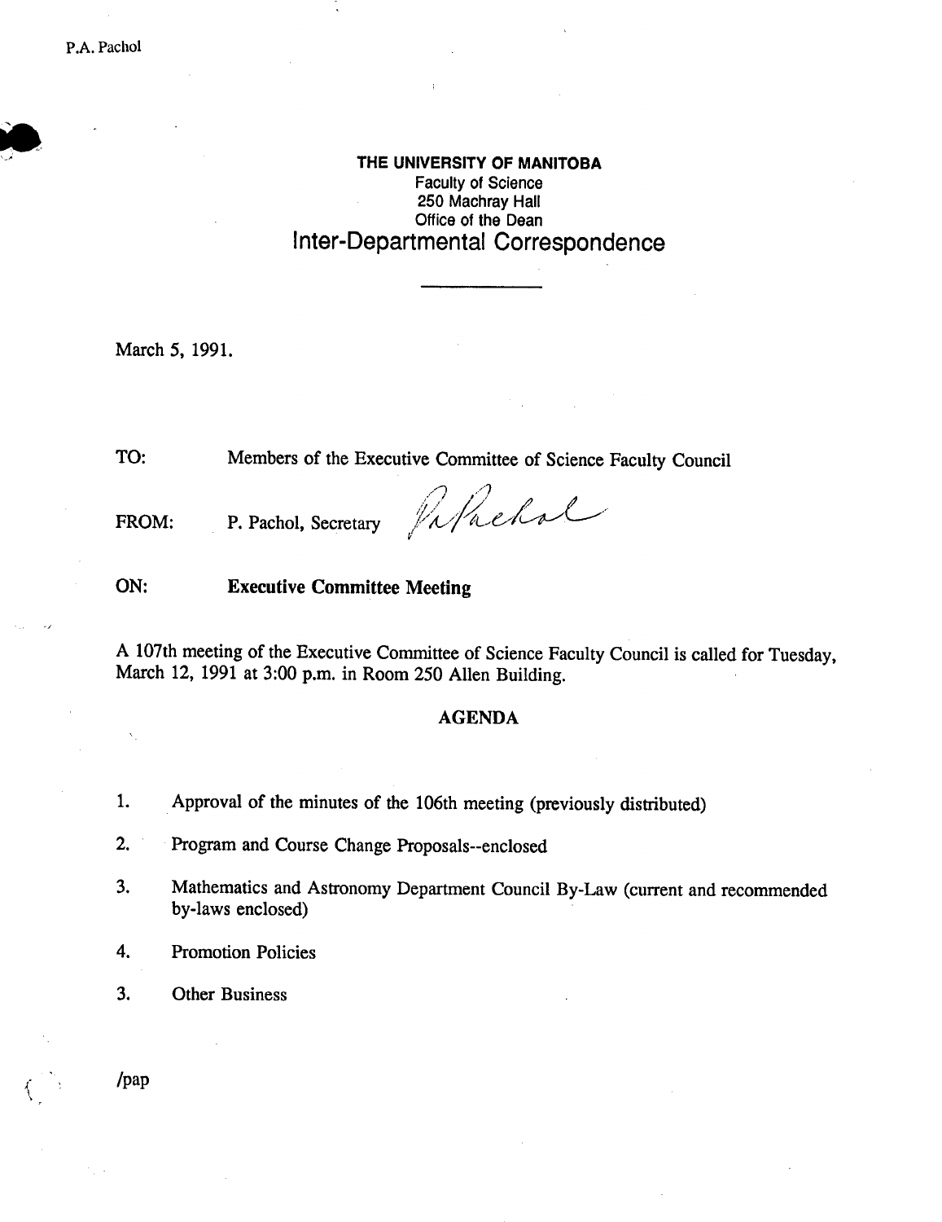P.A. Pachol

**THE UNIVERSITY OF MANITOBA**
Faculty of Science
250 Machray Hall
Office of the Dean

# Inter-Departmental Correspondence

March 5, 1991.

TO: Members of the Executive Committee of Science Faculty Council

FROM: P. Pachol, Secretary *P.A. Pachol*

ON: **Executive Committee Meeting**

A 107th meeting of the Executive Committee of Science Faculty Council is called for Tuesday, March 12, 1991 at 3:00 p.m. in Room 250 Allen Building.

## AGENDA

1. Approval of the minutes of the 106th meeting (previously distributed)

2. Program and Course Change Proposals--enclosed

3. Mathematics and Astronomy Department Council By-Law (current and recommended by-laws enclosed)

4. Promotion Policies

3. Other Business

/pap